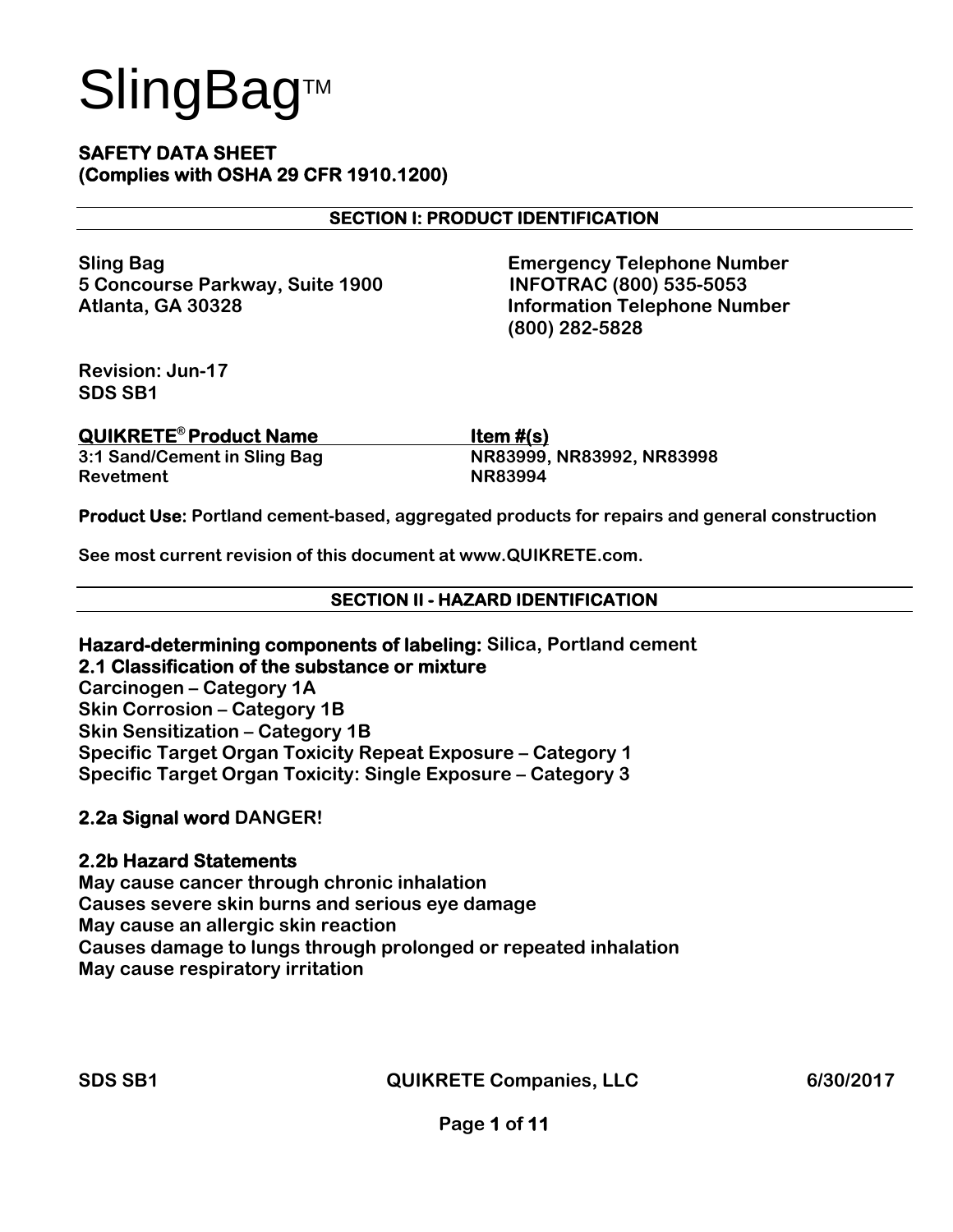# SlingBag™

**SAFETY DATA SHEET**
**(Complies with OSHA 29 CFR 1910.1200)**

## SECTION I: PRODUCT IDENTIFICATION

**Sling Bag**
**5 Concourse Parkway, Suite 1900**
**Atlanta, GA 30328**

**Emergency Telephone Number**
**INFOTRAC (800) 535-5053**
**Information Telephone Number**
**(800) 282-5828**

**Revision: Jun-17**
**SDS SB1**

| QUIKRETE® Product Name | Item #(s) |
|---|---|
| 3:1 Sand/Cement in Sling Bag | NR83999, NR83992, NR83998 |
| Revetment | NR83994 |

**Product Use:** Portland cement-based, aggregated products for repairs and general construction

See most current revision of this document at www.QUIKRETE.com.

## SECTION II - HAZARD IDENTIFICATION

**Hazard-determining components of labeling:** Silica, Portland cement

**2.1 Classification of the substance or mixture**

Carcinogen – Category 1A
Skin Corrosion – Category 1B
Skin Sensitization – Category 1B
Specific Target Organ Toxicity Repeat Exposure – Category 1
Specific Target Organ Toxicity: Single Exposure – Category 3

**2.2a Signal word** DANGER!

**2.2b Hazard Statements**

May cause cancer through chronic inhalation
Causes severe skin burns and serious eye damage
May cause an allergic skin reaction
Causes damage to lungs through prolonged or repeated inhalation
May cause respiratory irritation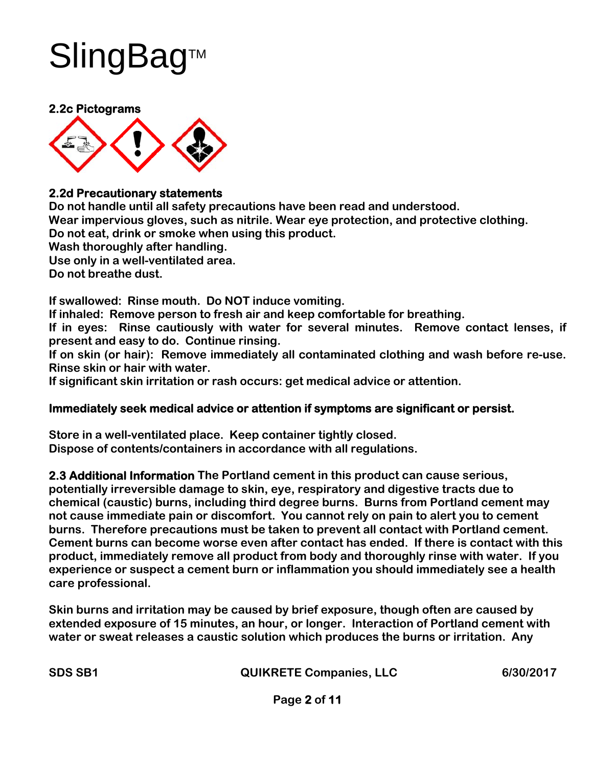# SlingBag™

**2.2c Pictograms**

**2.2d Precautionary statements**

**Do not handle until all safety precautions have been read and understood.**
**Wear impervious gloves, such as nitrile. Wear eye protection, and protective clothing.**
**Do not eat, drink or smoke when using this product.**
**Wash thoroughly after handling.**
**Use only in a well-ventilated area.**
**Do not breathe dust.**

**If swallowed: Rinse mouth. Do NOT induce vomiting.**
**If inhaled: Remove person to fresh air and keep comfortable for breathing.**
**If in eyes: Rinse cautiously with water for several minutes. Remove contact lenses, if present and easy to do. Continue rinsing.**
**If on skin (or hair): Remove immediately all contaminated clothing and wash before re-use. Rinse skin or hair with water.**
**If significant skin irritation or rash occurs: get medical advice or attention.**

**Immediately seek medical advice or attention if symptoms are significant or persist.**

**Store in a well-ventilated place. Keep container tightly closed.**
**Dispose of contents/containers in accordance with all regulations.**

**2.3 Additional Information The Portland cement in this product can cause serious, potentially irreversible damage to skin, eye, respiratory and digestive tracts due to chemical (caustic) burns, including third degree burns. Burns from Portland cement may not cause immediate pain or discomfort. You cannot rely on pain to alert you to cement burns. Therefore precautions must be taken to prevent all contact with Portland cement. Cement burns can become worse even after contact has ended. If there is contact with this product, immediately remove all product from body and thoroughly rinse with water. If you experience or suspect a cement burn or inflammation you should immediately see a health care professional.**

**Skin burns and irritation may be caused by brief exposure, though often are caused by extended exposure of 15 minutes, an hour, or longer. Interaction of Portland cement with water or sweat releases a caustic solution which produces the burns or irritation. Any**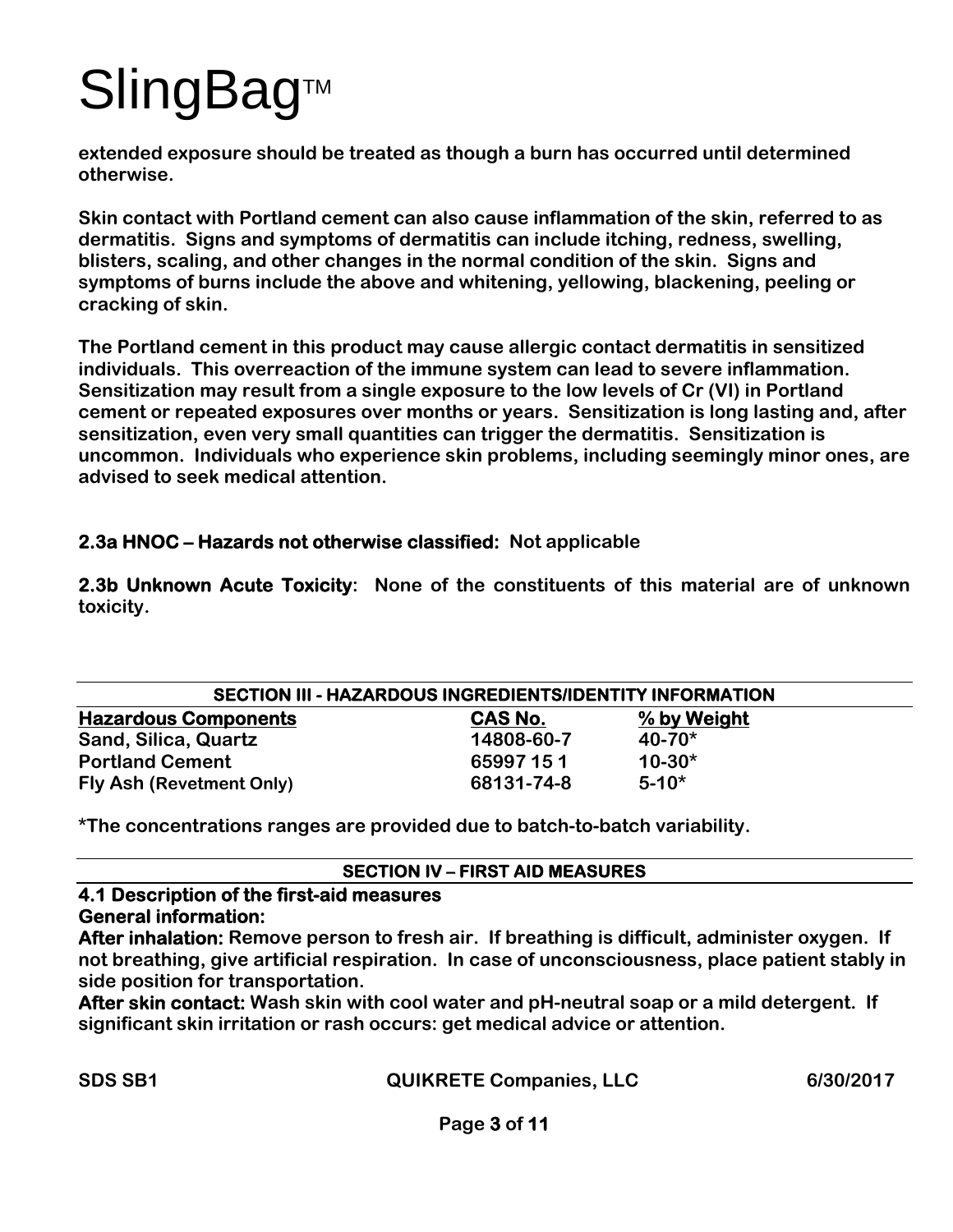extended exposure should be treated as though a burn has occurred until determined otherwise.

Skin contact with Portland cement can also cause inflammation of the skin, referred to as dermatitis. Signs and symptoms of dermatitis can include itching, redness, swelling, blisters, scaling, and other changes in the normal condition of the skin. Signs and symptoms of burns include the above and whitening, yellowing, blackening, peeling or cracking of skin.

The Portland cement in this product may cause allergic contact dermatitis in sensitized individuals. This overreaction of the immune system can lead to severe inflammation. Sensitization may result from a single exposure to the low levels of Cr (VI) in Portland cement or repeated exposures over months or years. Sensitization is long lasting and, after sensitization, even very small quantities can trigger the dermatitis. Sensitization is uncommon. Individuals who experience skin problems, including seemingly minor ones, are advised to seek medical attention.

**2.3a HNOC – Hazards not otherwise classified:** Not applicable

**2.3b Unknown Acute Toxicity**: None of the constituents of this material are of unknown toxicity.

## SECTION III - HAZARDOUS INGREDIENTS/IDENTITY INFORMATION

| Hazardous Components | CAS No. | % by Weight |
|---|---|---|
| Sand, Silica, Quartz | 14808-60-7 | 40-70* |
| Portland Cement | 65997 15 1 | 10-30* |
| Fly Ash (Revetment Only) | 68131-74-8 | 5-10* |

*The concentrations ranges are provided due to batch-to-batch variability.

## SECTION IV – FIRST AID MEASURES

### 4.1 Description of the first-aid measures

**General information:**

**After inhalation:** Remove person to fresh air. If breathing is difficult, administer oxygen. If not breathing, give artificial respiration. In case of unconsciousness, place patient stably in side position for transportation.

**After skin contact:** Wash skin with cool water and pH-neutral soap or a mild detergent. If significant skin irritation or rash occurs: get medical advice or attention.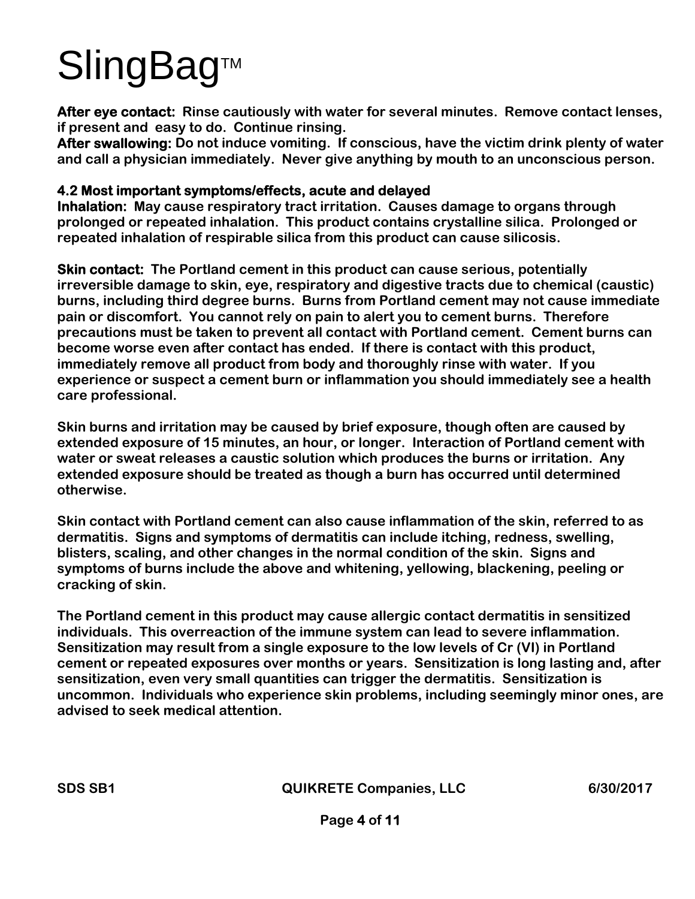**After eye contact:** Rinse cautiously with water for several minutes. Remove contact lenses, if present and easy to do. Continue rinsing.
**After swallowing:** Do not induce vomiting. If conscious, have the victim drink plenty of water and call a physician immediately. Never give anything by mouth to an unconscious person.

### 4.2 Most important symptoms/effects, acute and delayed

**Inhalation:** May cause respiratory tract irritation. Causes damage to organs through prolonged or repeated inhalation. This product contains crystalline silica. Prolonged or repeated inhalation of respirable silica from this product can cause silicosis.

**Skin contact:** The Portland cement in this product can cause serious, potentially irreversible damage to skin, eye, respiratory and digestive tracts due to chemical (caustic) burns, including third degree burns. Burns from Portland cement may not cause immediate pain or discomfort. You cannot rely on pain to alert you to cement burns. Therefore precautions must be taken to prevent all contact with Portland cement. Cement burns can become worse even after contact has ended. If there is contact with this product, immediately remove all product from body and thoroughly rinse with water. If you experience or suspect a cement burn or inflammation you should immediately see a health care professional.

Skin burns and irritation may be caused by brief exposure, though often are caused by extended exposure of 15 minutes, an hour, or longer. Interaction of Portland cement with water or sweat releases a caustic solution which produces the burns or irritation. Any extended exposure should be treated as though a burn has occurred until determined otherwise.

Skin contact with Portland cement can also cause inflammation of the skin, referred to as dermatitis. Signs and symptoms of dermatitis can include itching, redness, swelling, blisters, scaling, and other changes in the normal condition of the skin. Signs and symptoms of burns include the above and whitening, yellowing, blackening, peeling or cracking of skin.

The Portland cement in this product may cause allergic contact dermatitis in sensitized individuals. This overreaction of the immune system can lead to severe inflammation. Sensitization may result from a single exposure to the low levels of Cr (VI) in Portland cement or repeated exposures over months or years. Sensitization is long lasting and, after sensitization, even very small quantities can trigger the dermatitis. Sensitization is uncommon. Individuals who experience skin problems, including seemingly minor ones, are advised to seek medical attention.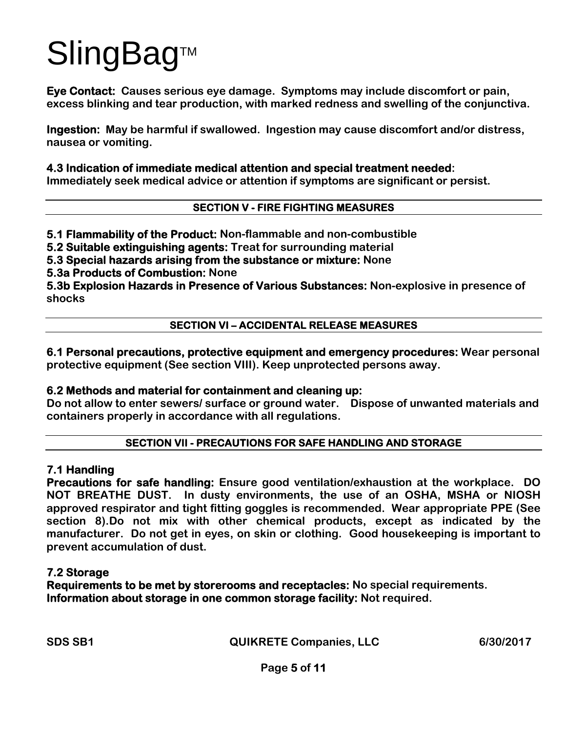**Eye Contact:** Causes serious eye damage. Symptoms may include discomfort or pain, excess blinking and tear production, with marked redness and swelling of the conjunctiva.

**Ingestion:** May be harmful if swallowed. Ingestion may cause discomfort and/or distress, nausea or vomiting.

**4.3 Indication of immediate medical attention and special treatment needed:**
Immediately seek medical advice or attention if symptoms are significant or persist.

## SECTION V - FIRE FIGHTING MEASURES

**5.1 Flammability of the Product:** Non-flammable and non-combustible
**5.2 Suitable extinguishing agents:** Treat for surrounding material
**5.3 Special hazards arising from the substance or mixture:** None
**5.3a Products of Combustion:** None
**5.3b Explosion Hazards in Presence of Various Substances:** Non-explosive in presence of shocks

## SECTION VI – ACCIDENTAL RELEASE MEASURES

**6.1 Personal precautions, protective equipment and emergency procedures:** Wear personal protective equipment (See section VIII). Keep unprotected persons away.

**6.2 Methods and material for containment and cleaning up:**
Do not allow to enter sewers/ surface or ground water. Dispose of unwanted materials and containers properly in accordance with all regulations.

## SECTION VII - PRECAUTIONS FOR SAFE HANDLING AND STORAGE

### 7.1 Handling

**Precautions for safe handling:** Ensure good ventilation/exhaustion at the workplace. DO NOT BREATHE DUST. In dusty environments, the use of an OSHA, MSHA or NIOSH approved respirator and tight fitting goggles is recommended. Wear appropriate PPE (See section 8).Do not mix with other chemical products, except as indicated by the manufacturer. Do not get in eyes, on skin or clothing. Good housekeeping is important to prevent accumulation of dust.

### 7.2 Storage

**Requirements to be met by storerooms and receptacles:** No special requirements.
**Information about storage in one common storage facility:** Not required.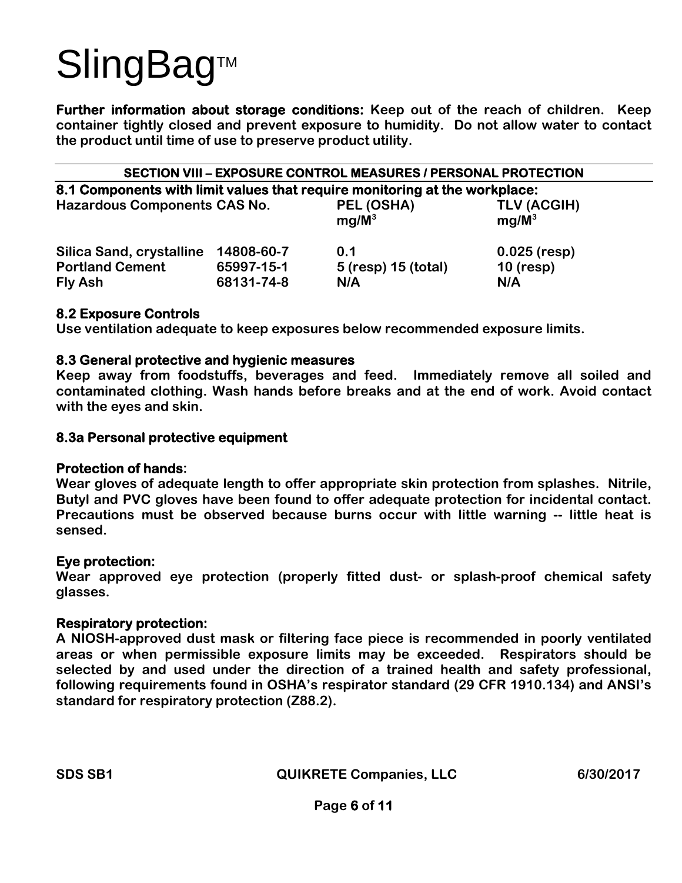# SlingBag™

**Further information about storage conditions:** Keep out of the reach of children. Keep container tightly closed and prevent exposure to humidity. Do not allow water to contact the product until time of use to preserve product utility.

## SECTION VIII – EXPOSURE CONTROL MEASURES / PERSONAL PROTECTION

### 8.1 Components with limit values that require monitoring at the workplace:

| Hazardous Components | CAS No. | PEL (OSHA) $mg/M^3$ | TLV (ACGIH) $mg/M^3$ |
|---|---|---|---|
| Silica Sand, crystalline | 14808-60-7 | 0.1 | 0.025 (resp) |
| Portland Cement | 65997-15-1 | 5 (resp) 15 (total) | 10 (resp) |
| Fly Ash | 68131-74-8 | N/A | N/A |

### 8.2 Exposure Controls

Use ventilation adequate to keep exposures below recommended exposure limits.

### 8.3 General protective and hygienic measures

Keep away from foodstuffs, beverages and feed. Immediately remove all soiled and contaminated clothing. Wash hands before breaks and at the end of work. Avoid contact with the eyes and skin.

### 8.3a Personal protective equipment

**Protection of hands**:
Wear gloves of adequate length to offer appropriate skin protection from splashes. Nitrile, Butyl and PVC gloves have been found to offer adequate protection for incidental contact. Precautions must be observed because burns occur with little warning -- little heat is sensed.

**Eye protection:**
Wear approved eye protection (properly fitted dust- or splash-proof chemical safety glasses.

**Respiratory protection:**
A NIOSH-approved dust mask or filtering face piece is recommended in poorly ventilated areas or when permissible exposure limits may be exceeded. Respirators should be selected by and used under the direction of a trained health and safety professional, following requirements found in OSHA's respirator standard (29 CFR 1910.134) and ANSI's standard for respiratory protection (Z88.2).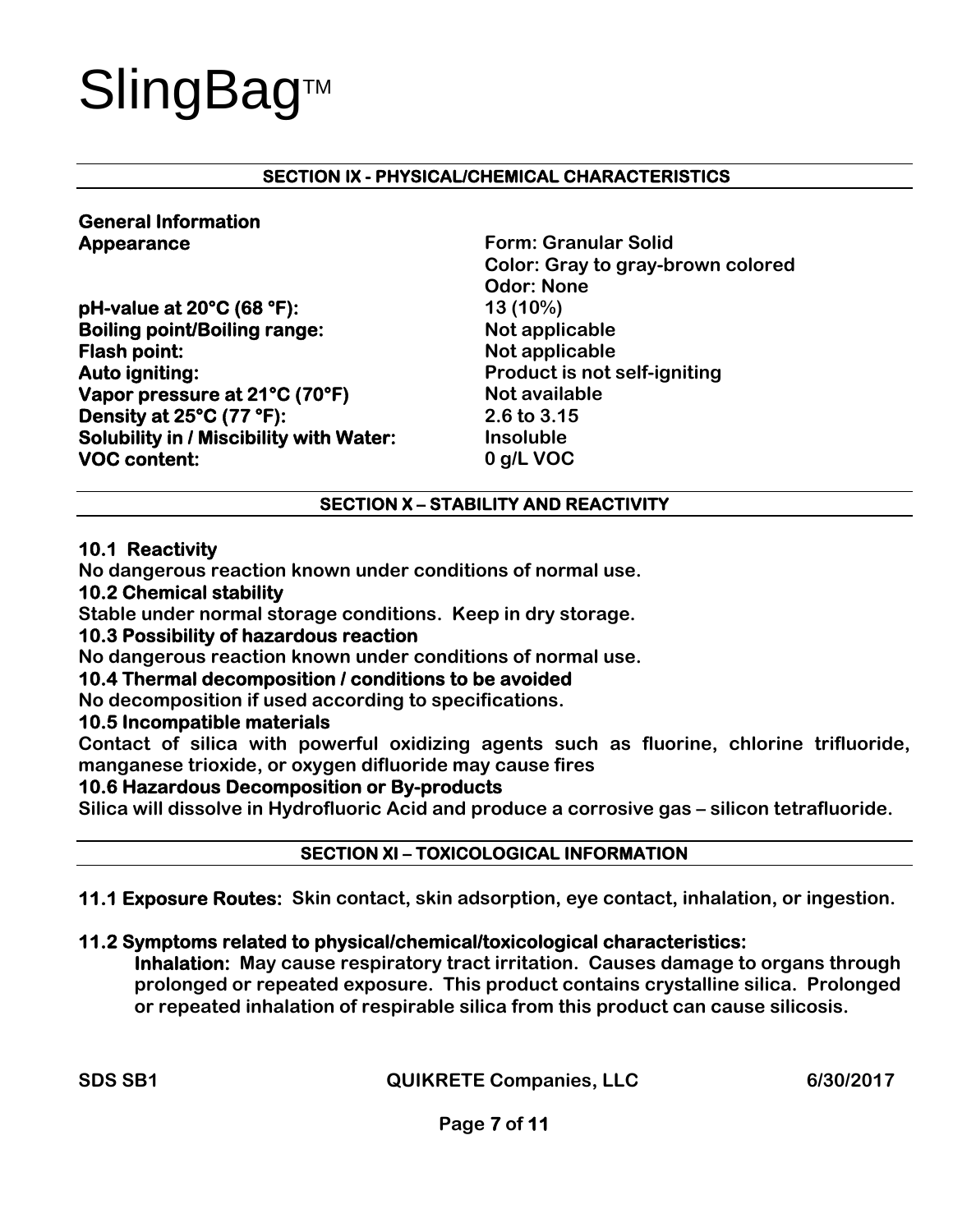# SlingBag™

## SECTION IX - PHYSICAL/CHEMICAL CHARACTERISTICS

**General Information**

| | |
|---|---|
| **Appearance** | Form: Granular Solid<br>Color: Gray to gray-brown colored<br>Odor: None |
| **pH-value at 20°C (68 °F):** | 13 (10%) |
| **Boiling point/Boiling range:** | Not applicable |
| **Flash point:** | Not applicable |
| **Auto igniting:** | Product is not self-igniting |
| **Vapor pressure at 21°C (70°F)** | Not available |
| **Density at 25°C (77 °F):** | 2.6 to 3.15 |
| **Solubility in / Miscibility with Water:** | Insoluble |
| **VOC content:** | 0 g/L VOC |

## SECTION X – STABILITY AND REACTIVITY

**10.1 Reactivity**

No dangerous reaction known under conditions of normal use.

**10.2 Chemical stability**

Stable under normal storage conditions. Keep in dry storage.

**10.3 Possibility of hazardous reaction**

No dangerous reaction known under conditions of normal use.

**10.4 Thermal decomposition / conditions to be avoided**

No decomposition if used according to specifications.

**10.5 Incompatible materials**

Contact of silica with powerful oxidizing agents such as fluorine, chlorine trifluoride, manganese trioxide, or oxygen difluoride may cause fires

**10.6 Hazardous Decomposition or By-products**

Silica will dissolve in Hydrofluoric Acid and produce a corrosive gas – silicon tetrafluoride.

## SECTION XI – TOXICOLOGICAL INFORMATION

**11.1 Exposure Routes:** Skin contact, skin adsorption, eye contact, inhalation, or ingestion.

**11.2 Symptoms related to physical/chemical/toxicological characteristics:**

**Inhalation:** May cause respiratory tract irritation. Causes damage to organs through prolonged or repeated exposure. This product contains crystalline silica. Prolonged or repeated inhalation of respirable silica from this product can cause silicosis.

SDS SB1 QUIKRETE Companies, LLC 6/30/2017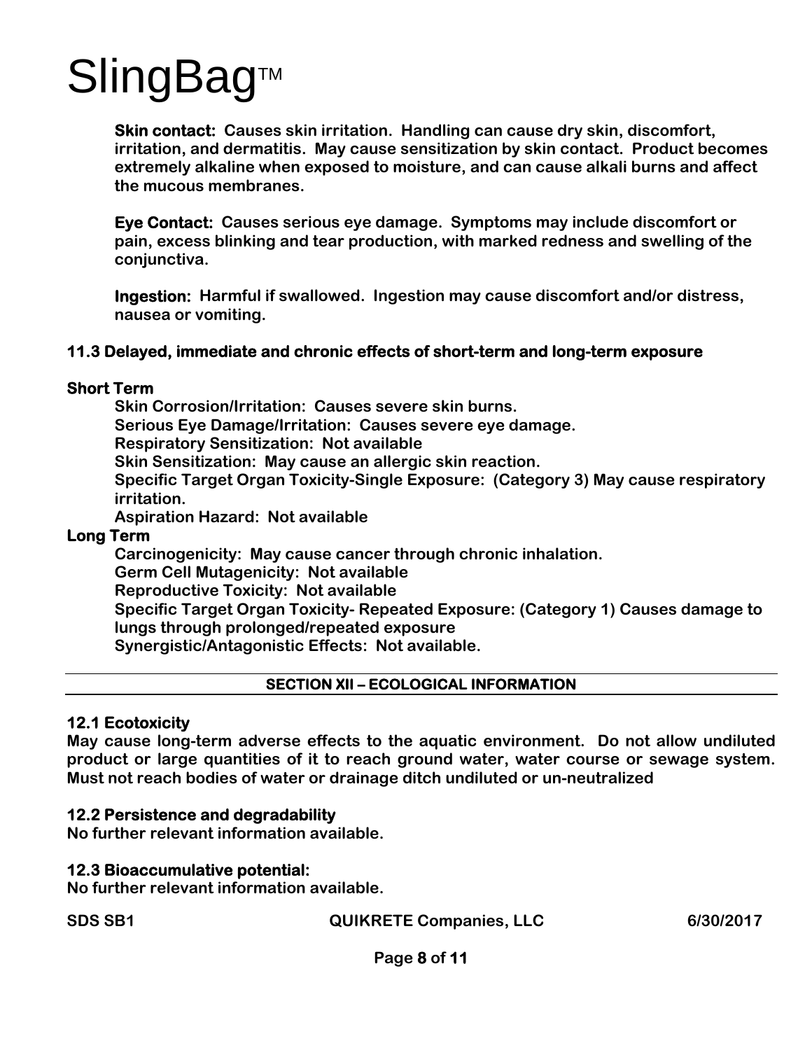**Skin contact:** Causes skin irritation. Handling can cause dry skin, discomfort, irritation, and dermatitis. May cause sensitization by skin contact. Product becomes extremely alkaline when exposed to moisture, and can cause alkali burns and affect the mucous membranes.

**Eye Contact:** Causes serious eye damage. Symptoms may include discomfort or pain, excess blinking and tear production, with marked redness and swelling of the conjunctiva.

**Ingestion:** Harmful if swallowed. Ingestion may cause discomfort and/or distress, nausea or vomiting.

### 11.3 Delayed, immediate and chronic effects of short-term and long-term exposure

**Short Term**

- Skin Corrosion/Irritation: Causes severe skin burns.
- Serious Eye Damage/Irritation: Causes severe eye damage.
- Respiratory Sensitization: Not available
- Skin Sensitization: May cause an allergic skin reaction.
- Specific Target Organ Toxicity-Single Exposure: (Category 3) May cause respiratory irritation.
- Aspiration Hazard: Not available

**Long Term**

- Carcinogenicity: May cause cancer through chronic inhalation.
- Germ Cell Mutagenicity: Not available
- Reproductive Toxicity: Not available
- Specific Target Organ Toxicity- Repeated Exposure: (Category 1) Causes damage to lungs through prolonged/repeated exposure
- Synergistic/Antagonistic Effects: Not available.

## SECTION XII – ECOLOGICAL INFORMATION

### 12.1 Ecotoxicity

May cause long-term adverse effects to the aquatic environment. Do not allow undiluted product or large quantities of it to reach ground water, water course or sewage system. Must not reach bodies of water or drainage ditch undiluted or un-neutralized

### 12.2 Persistence and degradability

No further relevant information available.

### 12.3 Bioaccumulative potential:

No further relevant information available.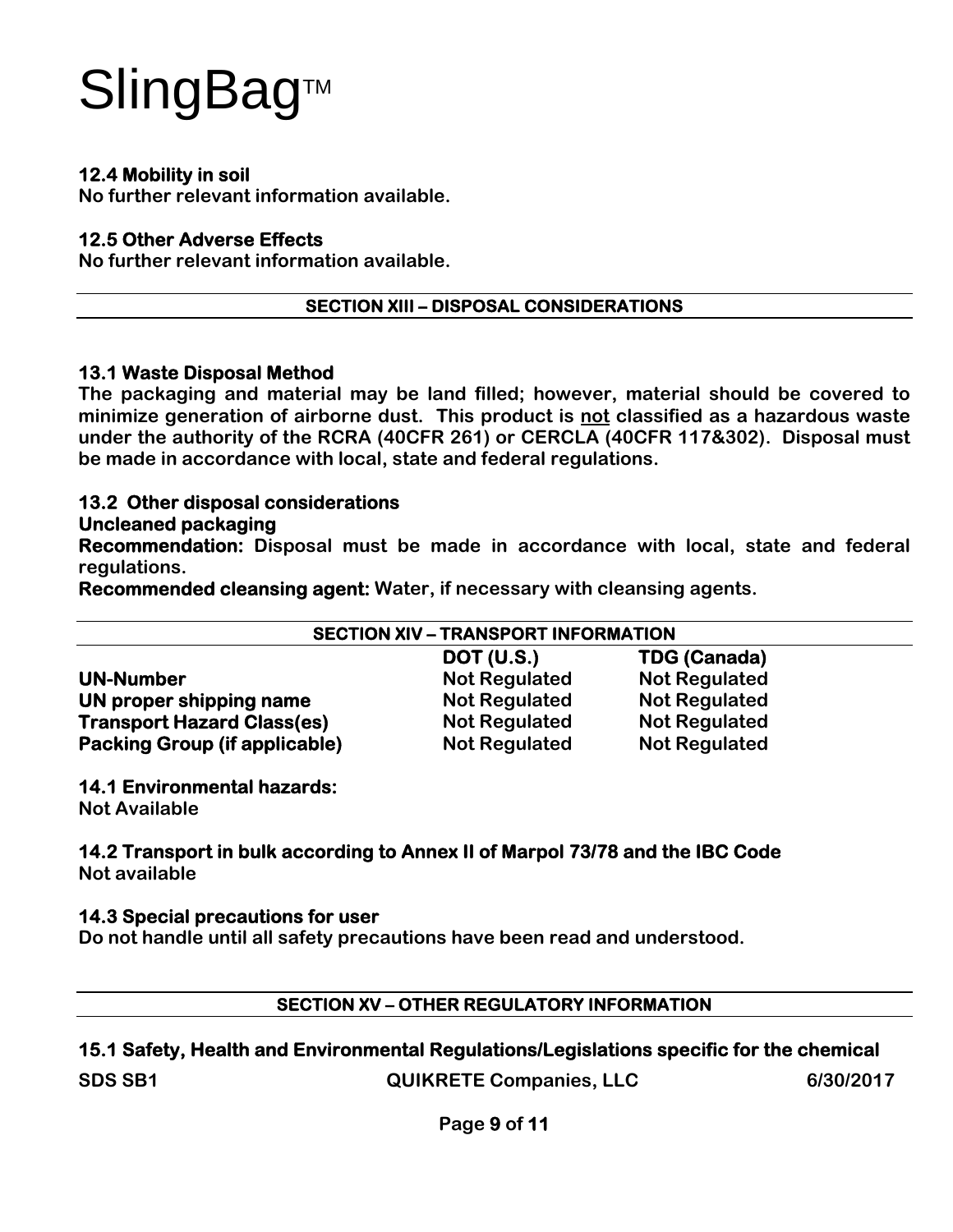### 12.4 Mobility in soil

No further relevant information available.

### 12.5 Other Adverse Effects

No further relevant information available.

## SECTION XIII – DISPOSAL CONSIDERATIONS

### 13.1 Waste Disposal Method

The packaging and material may be land filled; however, material should be covered to minimize generation of airborne dust. This product is not classified as a hazardous waste under the authority of the RCRA (40CFR 261) or CERCLA (40CFR 117&302). Disposal must be made in accordance with local, state and federal regulations.

### 13.2 Other disposal considerations

**Uncleaned packaging**

**Recommendation:** Disposal must be made in accordance with local, state and federal regulations.

**Recommended cleansing agent:** Water, if necessary with cleansing agents.

## SECTION XIV – TRANSPORT INFORMATION

| | DOT (U.S.) | TDG (Canada) |
|---|---|---|
| **UN-Number** | Not Regulated | Not Regulated |
| **UN proper shipping name** | Not Regulated | Not Regulated |
| **Transport Hazard Class(es)** | Not Regulated | Not Regulated |
| **Packing Group (if applicable)** | Not Regulated | Not Regulated |

### 14.1 Environmental hazards:

Not Available

### 14.2 Transport in bulk according to Annex II of Marpol 73/78 and the IBC Code

Not available

### 14.3 Special precautions for user

Do not handle until all safety precautions have been read and understood.

## SECTION XV – OTHER REGULATORY INFORMATION

### 15.1 Safety, Health and Environmental Regulations/Legislations specific for the chemical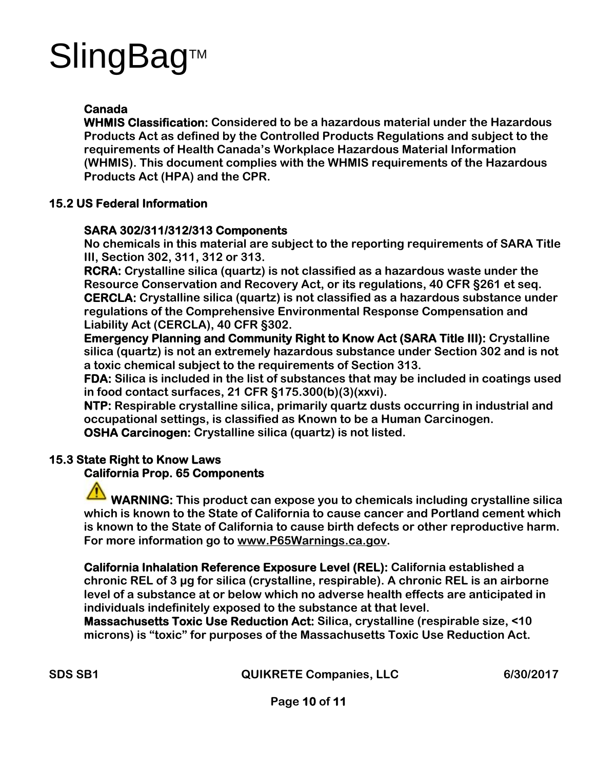**Canada**

**WHMIS Classification:** Considered to be a hazardous material under the Hazardous Products Act as defined by the Controlled Products Regulations and subject to the requirements of Health Canada's Workplace Hazardous Material Information (WHMIS). This document complies with the WHMIS requirements of the Hazardous Products Act (HPA) and the CPR.

## 15.2 US Federal Information

**SARA 302/311/312/313 Components**

No chemicals in this material are subject to the reporting requirements of SARA Title III, Section 302, 311, 312 or 313.

**RCRA:** Crystalline silica (quartz) is not classified as a hazardous waste under the Resource Conservation and Recovery Act, or its regulations, 40 CFR §261 et seq.

**CERCLA:** Crystalline silica (quartz) is not classified as a hazardous substance under regulations of the Comprehensive Environmental Response Compensation and Liability Act (CERCLA), 40 CFR §302.

**Emergency Planning and Community Right to Know Act (SARA Title III):** Crystalline silica (quartz) is not an extremely hazardous substance under Section 302 and is not a toxic chemical subject to the requirements of Section 313.

**FDA:** Silica is included in the list of substances that may be included in coatings used in food contact surfaces, 21 CFR §175.300(b)(3)(xxvi).

**NTP:** Respirable crystalline silica, primarily quartz dusts occurring in industrial and occupational settings, is classified as Known to be a Human Carcinogen.

**OSHA Carcinogen:** Crystalline silica (quartz) is not listed.

## 15.3 State Right to Know Laws

**California Prop. 65 Components**

⚠ **WARNING:** This product can expose you to chemicals including crystalline silica which is known to the State of California to cause cancer and Portland cement which is known to the State of California to cause birth defects or other reproductive harm. For more information go to www.P65Warnings.ca.gov.

**California Inhalation Reference Exposure Level (REL):** California established a chronic REL of 3 µg for silica (crystalline, respirable). A chronic REL is an airborne level of a substance at or below which no adverse health effects are anticipated in individuals indefinitely exposed to the substance at that level.

**Massachusetts Toxic Use Reduction Act:** Silica, crystalline (respirable size, <10 microns) is "toxic" for purposes of the Massachusetts Toxic Use Reduction Act.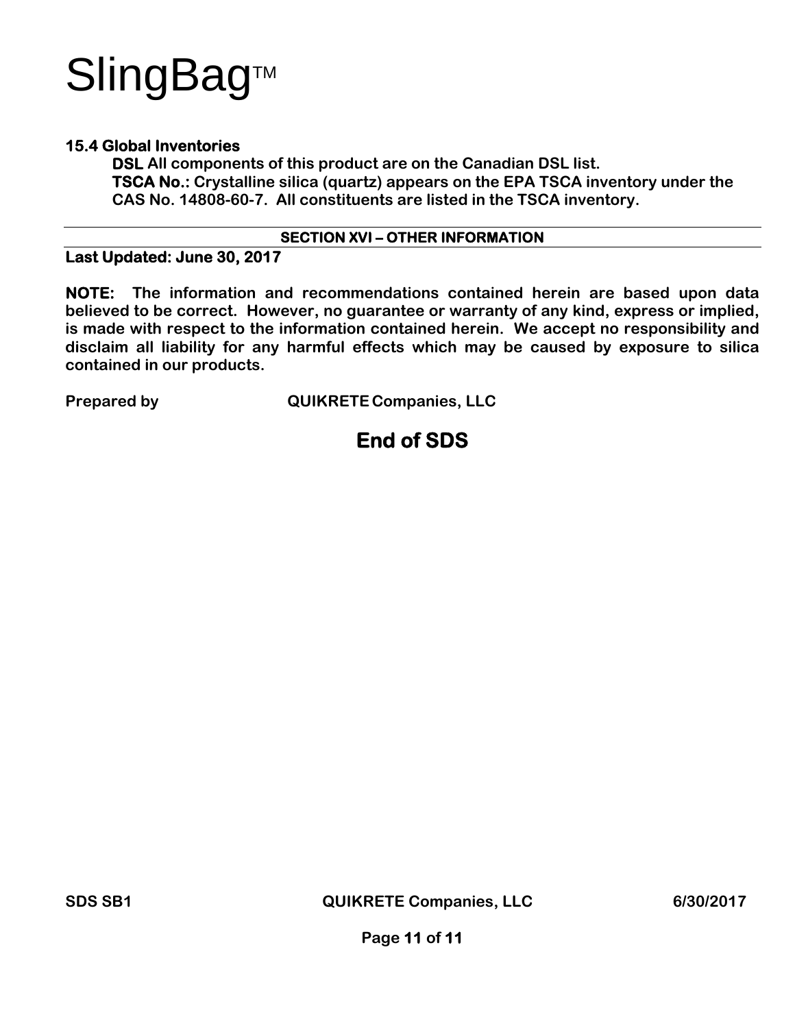# SlingBag™

**15.4 Global Inventories**

**DSL** All components of this product are on the Canadian DSL list.

**TSCA No.:** Crystalline silica (quartz) appears on the EPA TSCA inventory under the CAS No. 14808-60-7. All constituents are listed in the TSCA inventory.

## SECTION XVI – OTHER INFORMATION

**Last Updated: June 30, 2017**

**NOTE:** The information and recommendations contained herein are based upon data believed to be correct. However, no guarantee or warranty of any kind, express or implied, is made with respect to the information contained herein. We accept no responsibility and disclaim all liability for any harmful effects which may be caused by exposure to silica contained in our products.

**Prepared by** QUIKRETE Companies, LLC

## End of SDS